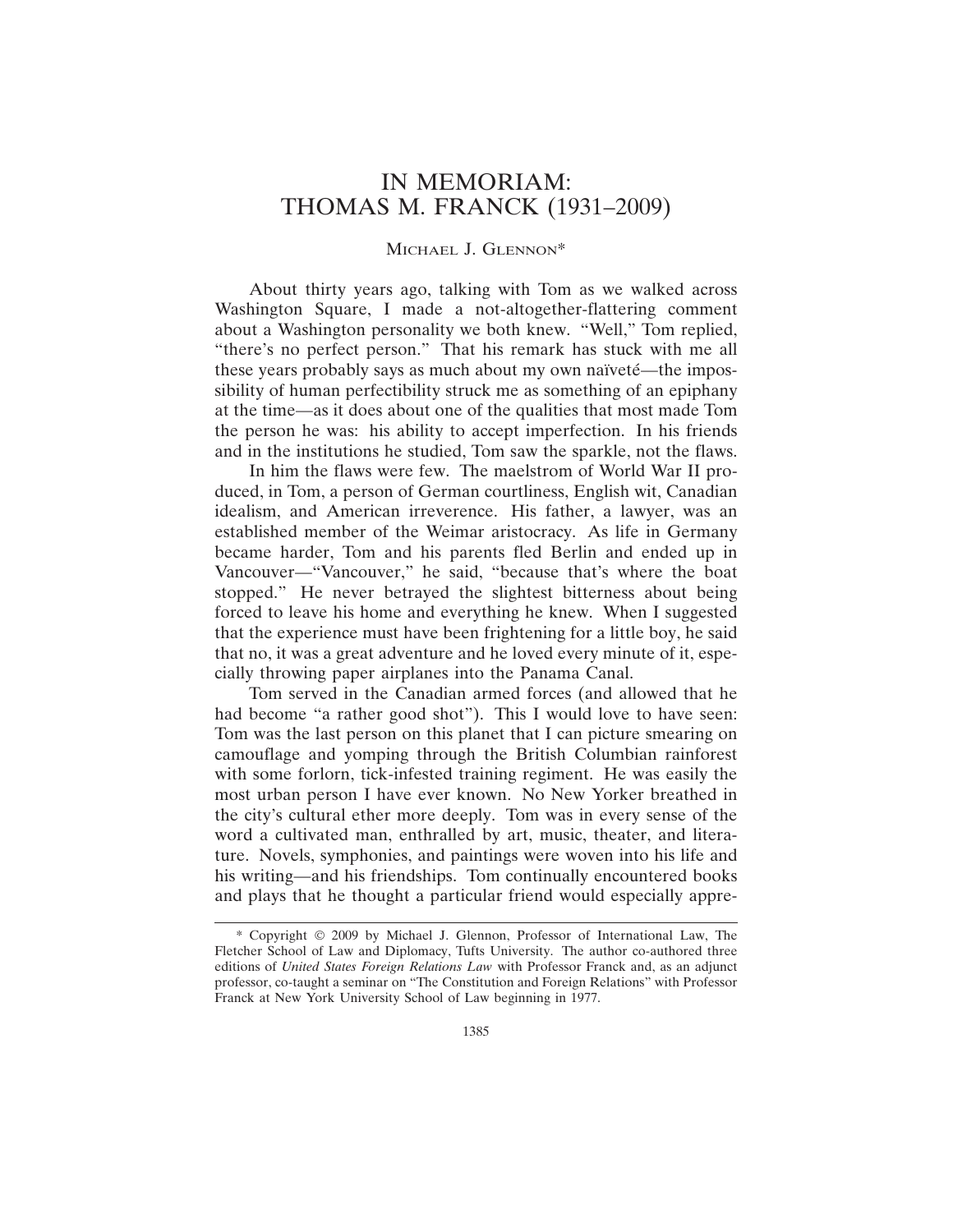# IN MEMORIAM: THOMAS M. FRANCK (1931–2009)

MICHAEL J. GLENNON*

About thirty years ago, talking with Tom as we walked across Washington Square, I made a not-altogether-flattering comment about a Washington personality we both knew. "Well," Tom replied, "there's no perfect person." That his remark has stuck with me all these years probably says as much about my own naïveté—the impossibility of human perfectibility struck me as something of an epiphany at the time—as it does about one of the qualities that most made Tom the person he was: his ability to accept imperfection. In his friends and in the institutions he studied, Tom saw the sparkle, not the flaws.

In him the flaws were few. The maelstrom of World War II produced, in Tom, a person of German courtliness, English wit, Canadian idealism, and American irreverence. His father, a lawyer, was an established member of the Weimar aristocracy. As life in Germany became harder, Tom and his parents fled Berlin and ended up in Vancouver—"Vancouver," he said, "because that's where the boat stopped." He never betrayed the slightest bitterness about being forced to leave his home and everything he knew. When I suggested that the experience must have been frightening for a little boy, he said that no, it was a great adventure and he loved every minute of it, especially throwing paper airplanes into the Panama Canal.

Tom served in the Canadian armed forces (and allowed that he had become "a rather good shot"). This I would love to have seen: Tom was the last person on this planet that I can picture smearing on camouflage and yomping through the British Columbian rainforest with some forlorn, tick-infested training regiment. He was easily the most urban person I have ever known. No New Yorker breathed in the city's cultural ether more deeply. Tom was in every sense of the word a cultivated man, enthralled by art, music, theater, and literature. Novels, symphonies, and paintings were woven into his life and his writing—and his friendships. Tom continually encountered books and plays that he thought a particular friend would especially appre-

---

\* Copyright © 2009 by Michael J. Glennon, Professor of International Law, The Fletcher School of Law and Diplomacy, Tufts University. The author co-authored three editions of *United States Foreign Relations Law* with Professor Franck and, as an adjunct professor, co-taught a seminar on "The Constitution and Foreign Relations" with Professor Franck at New York University School of Law beginning in 1977.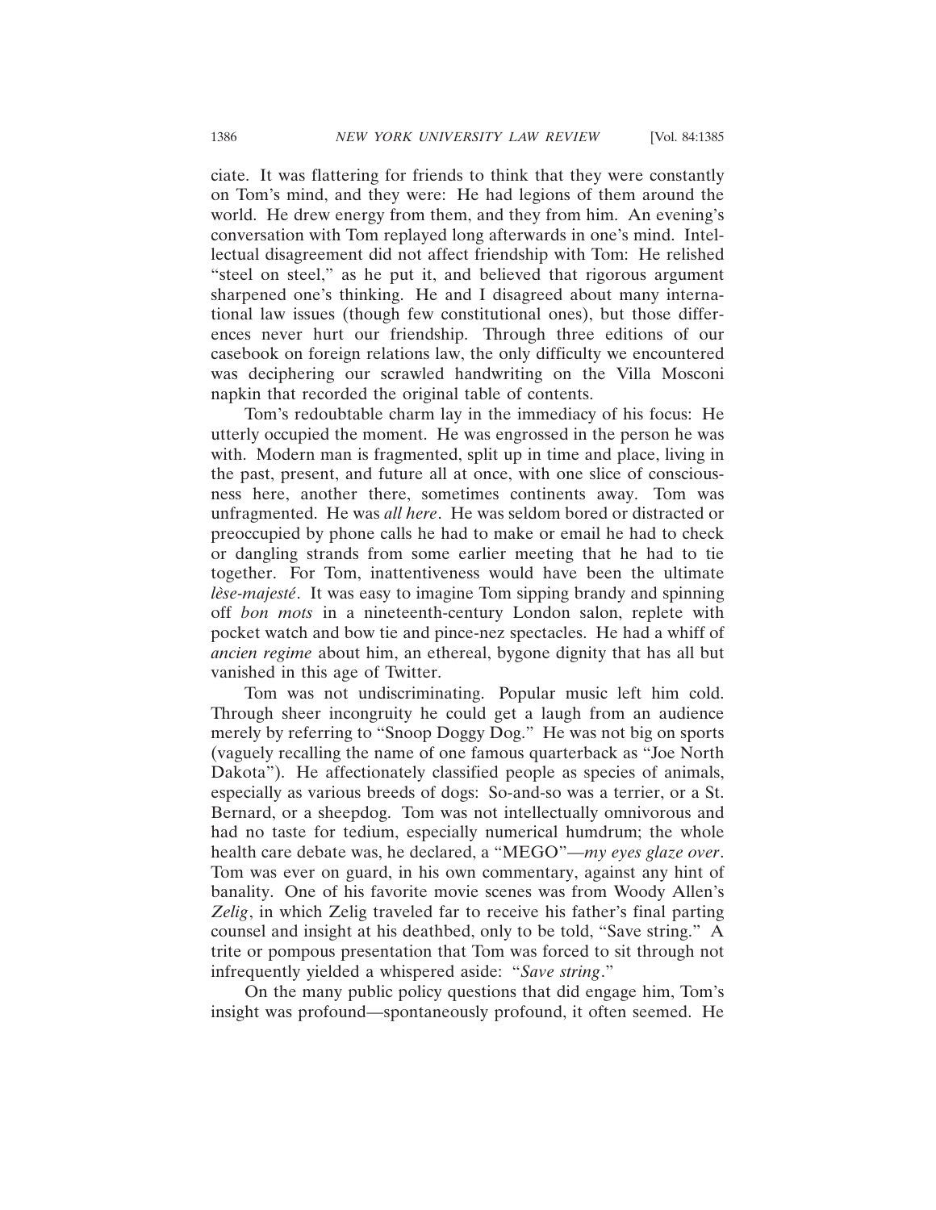ciate. It was flattering for friends to think that they were constantly on Tom's mind, and they were: He had legions of them around the world. He drew energy from them, and they from him. An evening's conversation with Tom replayed long afterwards in one's mind. Intellectual disagreement did not affect friendship with Tom: He relished "steel on steel," as he put it, and believed that rigorous argument sharpened one's thinking. He and I disagreed about many international law issues (though few constitutional ones), but those differences never hurt our friendship. Through three editions of our casebook on foreign relations law, the only difficulty we encountered was deciphering our scrawled handwriting on the Villa Mosconi napkin that recorded the original table of contents.

Tom's redoubtable charm lay in the immediacy of his focus: He utterly occupied the moment. He was engrossed in the person he was with. Modern man is fragmented, split up in time and place, living in the past, present, and future all at once, with one slice of consciousness here, another there, sometimes continents away. Tom was unfragmented. He was *all here*. He was seldom bored or distracted or preoccupied by phone calls he had to make or email he had to check or dangling strands from some earlier meeting that he had to tie together. For Tom, inattentiveness would have been the ultimate *lèse-majesté*. It was easy to imagine Tom sipping brandy and spinning off *bon mots* in a nineteenth-century London salon, replete with pocket watch and bow tie and pince-nez spectacles. He had a whiff of *ancien regime* about him, an ethereal, bygone dignity that has all but vanished in this age of Twitter.

Tom was not undiscriminating. Popular music left him cold. Through sheer incongruity he could get a laugh from an audience merely by referring to "Snoop Doggy Dog." He was not big on sports (vaguely recalling the name of one famous quarterback as "Joe North Dakota"). He affectionately classified people as species of animals, especially as various breeds of dogs: So-and-so was a terrier, or a St. Bernard, or a sheepdog. Tom was not intellectually omnivorous and had no taste for tedium, especially numerical humdrum; the whole health care debate was, he declared, a "MEGO"—*my eyes glaze over*. Tom was ever on guard, in his own commentary, against any hint of banality. One of his favorite movie scenes was from Woody Allen's *Zelig*, in which Zelig traveled far to receive his father's final parting counsel and insight at his deathbed, only to be told, "Save string." A trite or pompous presentation that Tom was forced to sit through not infrequently yielded a whispered aside: "*Save string*."

On the many public policy questions that did engage him, Tom's insight was profound—spontaneously profound, it often seemed. He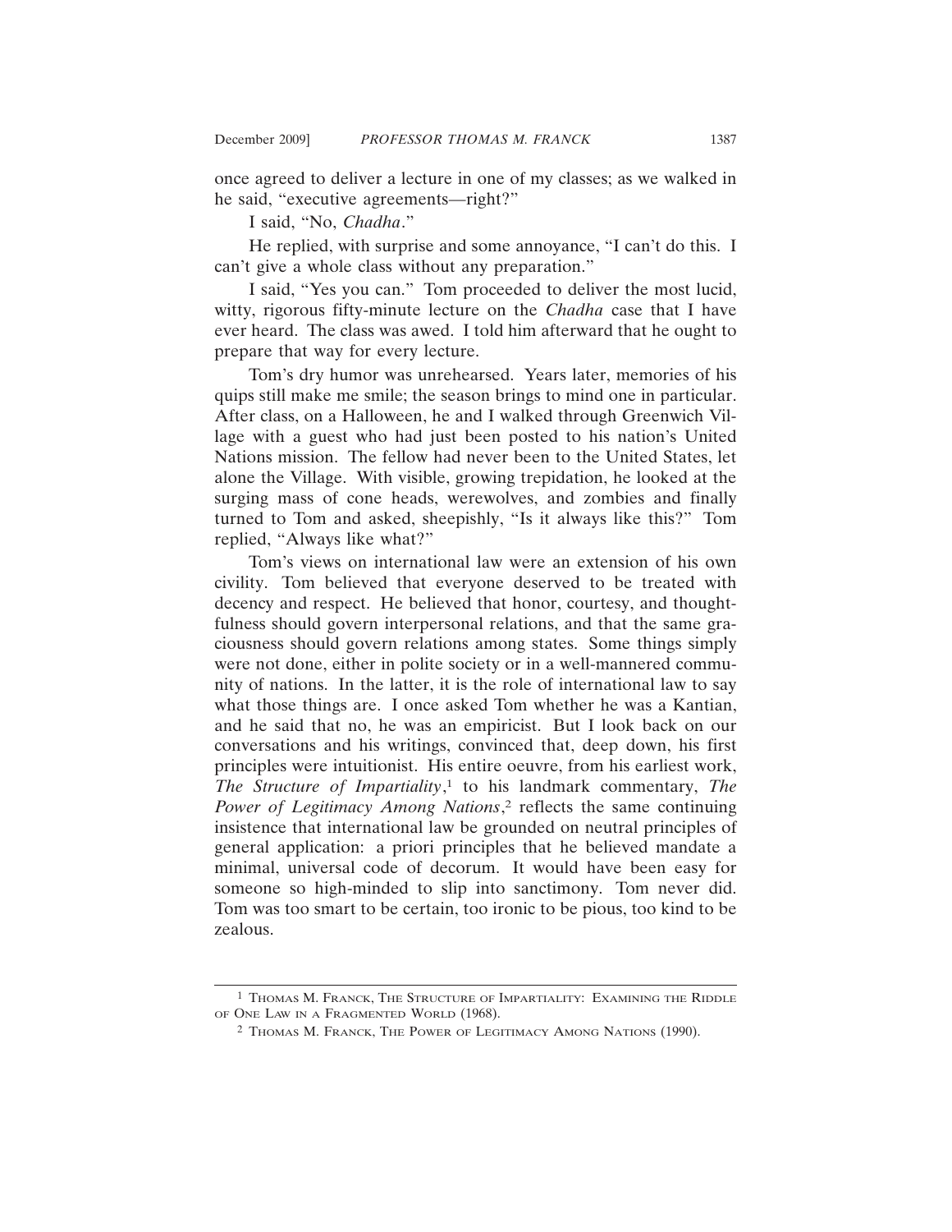once agreed to deliver a lecture in one of my classes; as we walked in he said, "executive agreements—right?"

I said, "No, *Chadha*."

He replied, with surprise and some annoyance, "I can't do this. I can't give a whole class without any preparation."

I said, "Yes you can." Tom proceeded to deliver the most lucid, witty, rigorous fifty-minute lecture on the *Chadha* case that I have ever heard. The class was awed. I told him afterward that he ought to prepare that way for every lecture.

Tom's dry humor was unrehearsed. Years later, memories of his quips still make me smile; the season brings to mind one in particular. After class, on a Halloween, he and I walked through Greenwich Village with a guest who had just been posted to his nation's United Nations mission. The fellow had never been to the United States, let alone the Village. With visible, growing trepidation, he looked at the surging mass of cone heads, werewolves, and zombies and finally turned to Tom and asked, sheepishly, "Is it always like this?" Tom replied, "Always like what?"

Tom's views on international law were an extension of his own civility. Tom believed that everyone deserved to be treated with decency and respect. He believed that honor, courtesy, and thoughtfulness should govern interpersonal relations, and that the same graciousness should govern relations among states. Some things simply were not done, either in polite society or in a well-mannered community of nations. In the latter, it is the role of international law to say what those things are. I once asked Tom whether he was a Kantian, and he said that no, he was an empiricist. But I look back on our conversations and his writings, convinced that, deep down, his first principles were intuitionist. His entire oeuvre, from his earliest work, *The Structure of Impartiality*,[1] to his landmark commentary, *The Power of Legitimacy Among Nations*,[2] reflects the same continuing insistence that international law be grounded on neutral principles of general application: a priori principles that he believed mandate a minimal, universal code of decorum. It would have been easy for someone so high-minded to slip into sanctimony. Tom never did. Tom was too smart to be certain, too ironic to be pious, too kind to be zealous.

---

[1] Thomas M. Franck, The Structure of Impartiality: Examining the Riddle of One Law in a Fragmented World (1968).

[2] Thomas M. Franck, The Power of Legitimacy Among Nations (1990).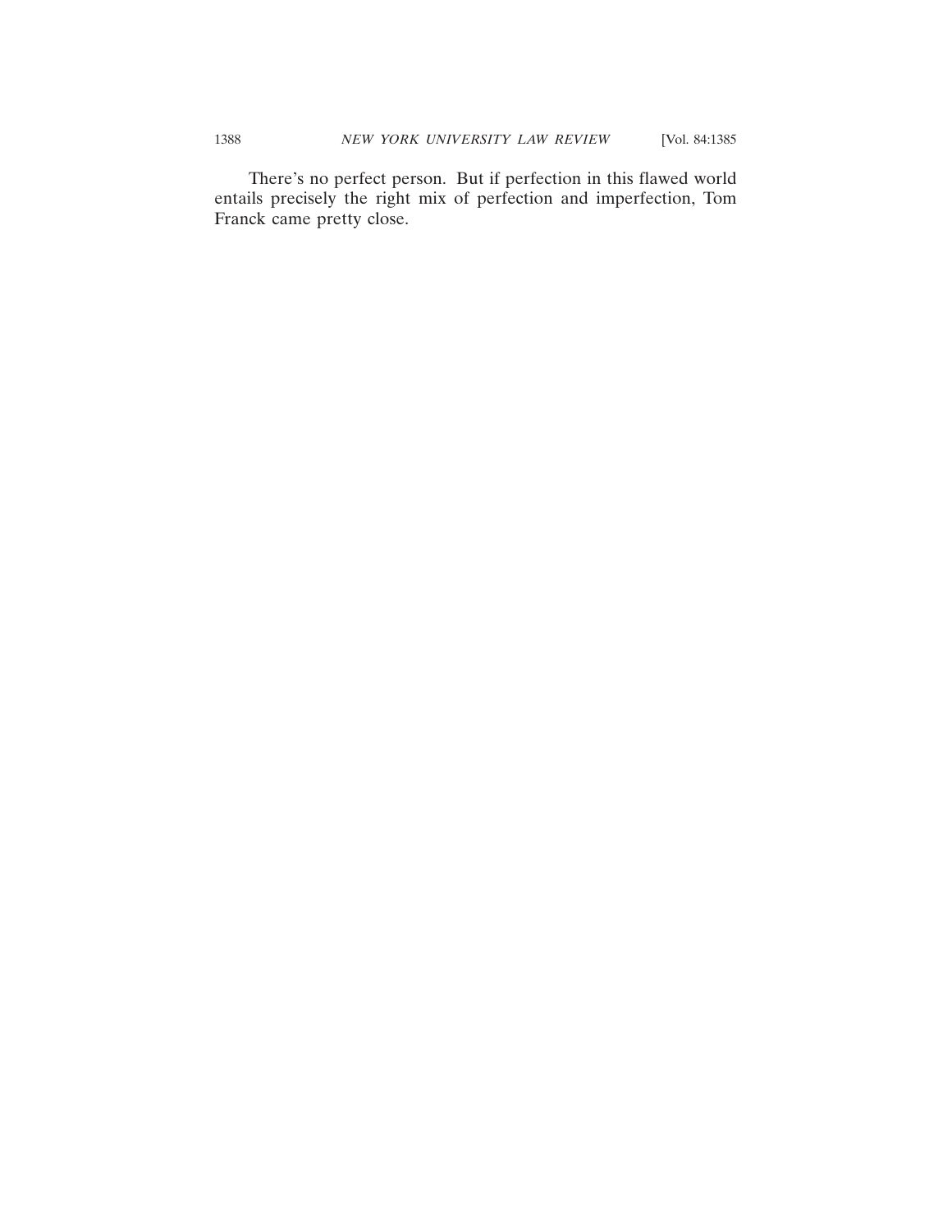There's no perfect person. But if perfection in this flawed world entails precisely the right mix of perfection and imperfection, Tom Franck came pretty close.